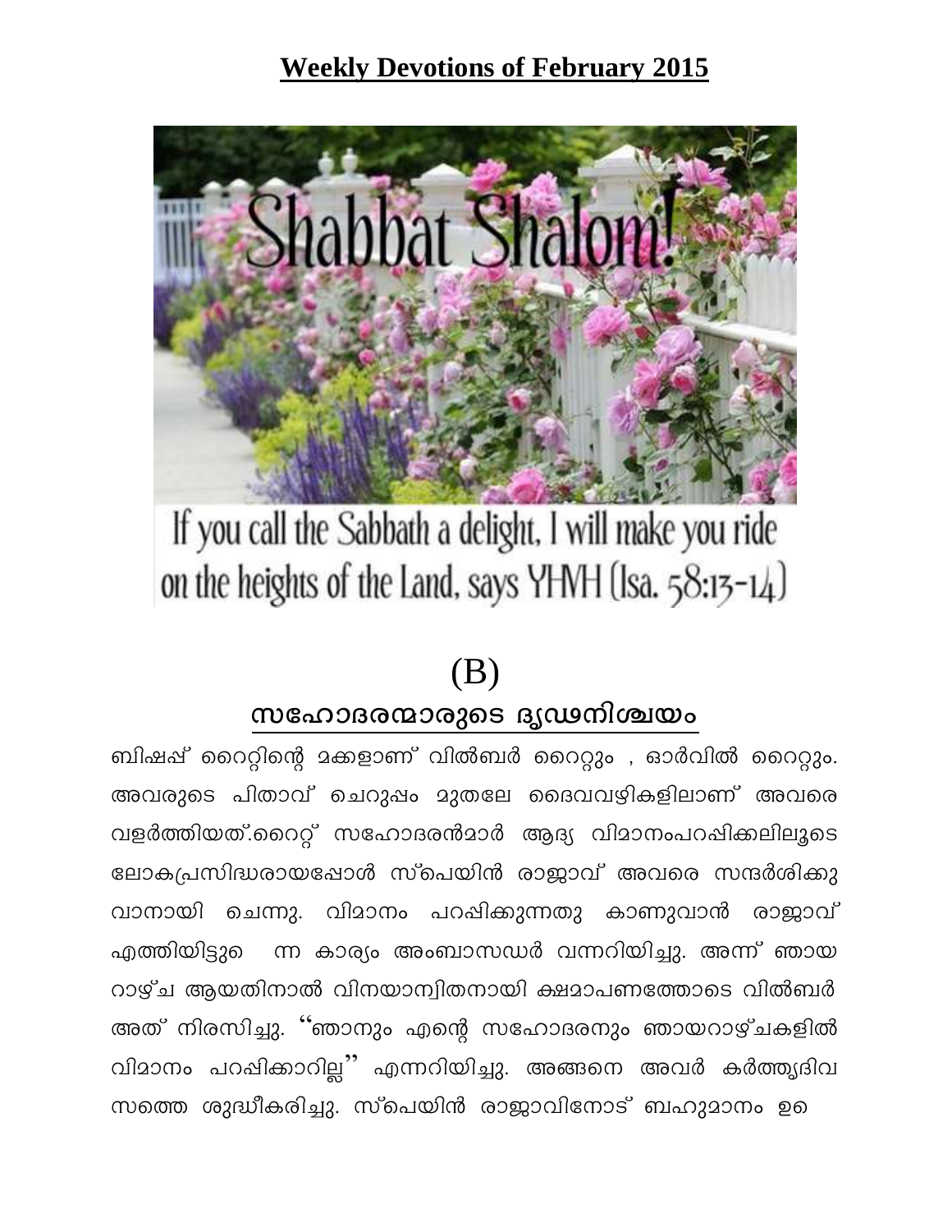# Weekly Devotions of February 2015

Shabbat Shalom!

If you call the Sabbath a delight, I will make you ride on the heights of the Land, says YHVH (Isa. 58:13-14)

## (B)

## സഹോദരന്മാരുടെ ദൃഢനിശ്ചയം

ബിഷപ്പ് റൈറ്റിന്റെ മക്കളാണ് വിൽബർ റൈറ്റും , ഓർവിൽ റൈറ്റും. അവരുടെ പിതാവ് ചെറുപ്പം മുതലേ ദൈവവഴികളിലാണ് അവരെ വളർത്തിയത്.റൈറ്റ് സഹോദരൻമാർ ആദ്യ വിമാനംപറപ്പിക്കലിലൂടെ ലോകപ്രസിദ്ധരായപ്പോൾ സ്പെയിൻ രാജാവ് അവരെ സന്ദർശിക്കു വാനായി ചെന്നു. വിമാനം പറപ്പിക്കുന്നതു കാണുവാൻ രാജാവ് എത്തിയിട്ടു ന്ന കാര്യം അംബാസഡർ വന്നറിയിച്ചു. അന്ന് ഞായ റാഴ്ച ആയതിനാൽ വിനയാന്വിതനായി ക്ഷമാപണത്തോടെ വിൽബർ അത് നിരസിച്ചു. ''ഞാനും എന്റെ സഹോദരനും ഞായറാഴ്ചകളിൽ വിമാനം പറപ്പിക്കാറില്ല'' എന്നറിയിച്ചു. അങ്ങനെ അവർ കർത്തൃദിവ സത്തെ ശുദ്ധീകരിച്ചു. സ്പെയിൻ രാജാവിനോട് ബഹുമാനം ഉ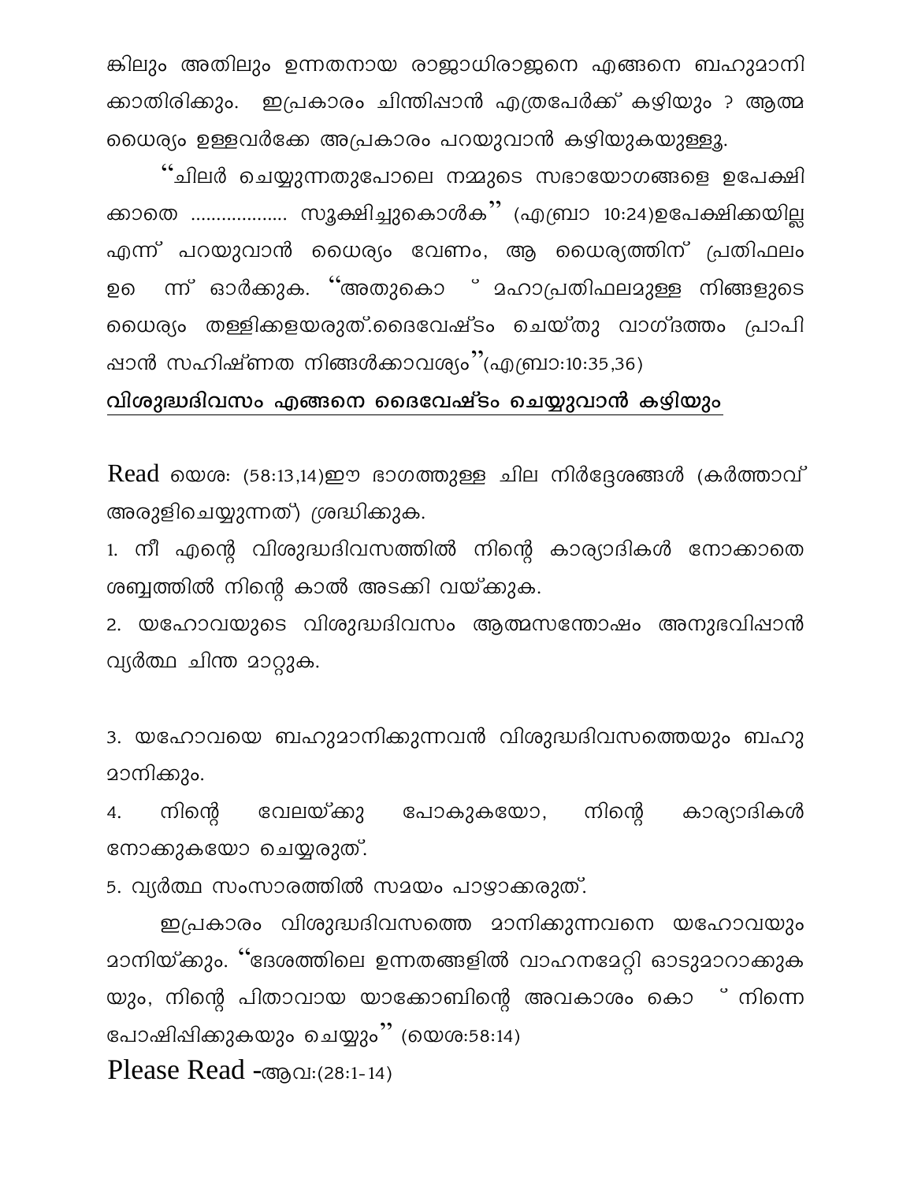ങ്കിലും അതിലും ഉന്നതനായ രാജാധിരാജനെ എങ്ങനെ ബഹുമാനി ക്കാതിരിക്കും. ഇപ്രകാരം ചിന്തിപ്പാൻ എത്രപേർക്ക് കഴിയും ? ആത്മ ധൈര്യം ഉള്ളവർക്കേ അപ്രകാരം പറയുവാൻ കഴിയുകയുള്ളൂ.

"ചിലർ ചെയ്യുന്നതുപോലെ നമ്മുടെ സഭായോഗങ്ങളെ ഉപേക്ഷി ക്കാതെ .................. സൂക്ഷിച്ചുകൊൾക" (എബ്രാ 10:24)ഉപേക്ഷിക്കയില്ല എന്ന് പറയുവാൻ ധൈര്യം വേണം, ആ ധൈര്യത്തിന് പ്രതിഫലം ഉ ന്ന് ഓർക്കുക. "അതുകൊ ് മഹാപ്രതിഫലമുള്ള നിങ്ങളുടെ ധൈര്യം തള്ളിക്കളയരുത്.ദൈവേഷ്ടം ചെയ്തു വാഗ്ദത്തം പ്രാപി ഷാൻ സഹിഷ്ണത നിങ്ങൾക്കാവശ്യം"(എബ്രാ:10:35,36)

**വിശുദ്ധദിവസം എങ്ങനെ ദൈവേഷ്ടം ചെയ്യുവാൻ കഴിയും**

Read യെശ: (58:13,14)ഈ ഭാഗത്തുള്ള ചില നിർദ്ദേശങ്ങൾ (കർത്താവ് അരുളിചെയ്യുന്നത്) ശ്രദ്ധിക്കുക.

1. നീ എന്റെ വിശുദ്ധദിവസത്തിൽ നിന്റെ കാര്യാദികൾ നോക്കാതെ ശബ്ബത്തിൽ നിന്റെ കാൽ അടക്കി വയ്ക്കുക.
2. യഹോവയുടെ വിശുദ്ധദിവസം ആത്മസന്തോഷം അനുഭവിപ്പാൻ വ്യർത്ഥ ചിന്ത മാറ്റുക.

3. യഹോവയെ ബഹുമാനിക്കുന്നവൻ വിശുദ്ധദിവസത്തെയും ബഹു മാനിക്കും.
4. നിന്റെ വേലയ്ക്കു പോകുകയോ, നിന്റെ കാര്യാദികൾ നോക്കുകയോ ചെയ്യരുത്.
5. വ്യർത്ഥ സംസാരത്തിൽ സമയം പാഴാക്കരുത്.

ഇപ്രകാരം വിശുദ്ധദിവസത്തെ മാനിക്കുന്നവനെ യഹോവയും മാനിയ്ക്കും. "ദേശത്തിലെ ഉന്നതങ്ങളിൽ വാഹനമേറ്റി ഓടുമാറാക്കുക യും, നിന്റെ പിതാവായ യാക്കോബിന്റെ അവകാശം കൊ ് നിന്നെ പോഷിപ്പിക്കുകയും ചെയ്യും" (യെശ:58:14)

Please Read -ആവ:(28:1-14)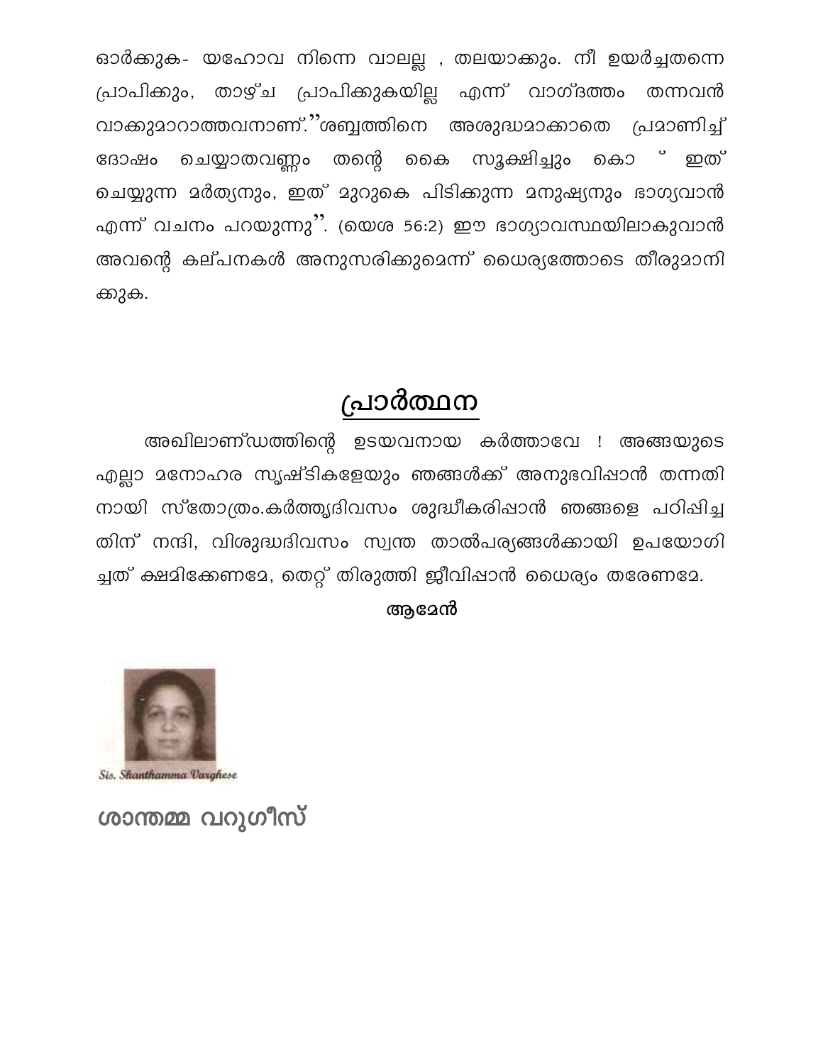ഓർക്കുക- യഹോവ നിന്നെ വാലല്ല , തലയാക്കും. നീ ഉയർച്ചതന്നെ പ്രാപിക്കും, താഴ്ച പ്രാപിക്കുകയില്ല എന്ന് വാഗ്ദത്തം തന്നവൻ വാക്കുമാറാത്തവനാണ്."ശബ്ബത്തിനെ അശുദ്ധമാക്കാതെ പ്രമാണിച്ച് ദോഷം ചെയ്യാതവണ്ണം തന്റെ കൈ സൂക്ഷിച്ചും കൊ ് ഇത് ചെയ്യുന്ന മർത്യനും, ഇത് മുറുകെ പിടിക്കുന്ന മനുഷ്യനും ഭാഗ്യവാൻ എന്ന് വചനം പറയുന്നു". (യെശ 56:2) ഈ ഭാഗ്യാവസ്ഥയിലാകുവാൻ അവന്റെ കല്പനകൾ അനുസരിക്കുമെന്ന് ധൈര്യത്തോടെ തീരുമാനിക്കുക.

## പ്രാർത്ഥന

അഖിലാണ്ഡത്തിന്റെ ഉടയവനായ കർത്താവേ ! അങ്ങയുടെ എല്ലാ മനോഹര സൃഷ്ടികളേയും ഞങ്ങൾക്ക് അനുഭവിപ്പാൻ തന്നതിനായി സ്തോത്രം.കർത്തൃദിവസം ശുദ്ധീകരിപ്പാൻ ഞങ്ങളെ പഠിപ്പിച്ചതിന് നന്ദി, വിശുദ്ധദിവസം സ്വന്ത താൽപര്യങ്ങൾക്കായി ഉപയോഗിച്ചത് ക്ഷമിക്കേണമേ, തെറ്റ് തിരുത്തി ജീവിപ്പാൻ ധൈര്യം തരേണമേ.

**ആമേൻ**

Sis. Shanthamma Varghese

**ശാന്തമ്മ വറുഗീസ്**